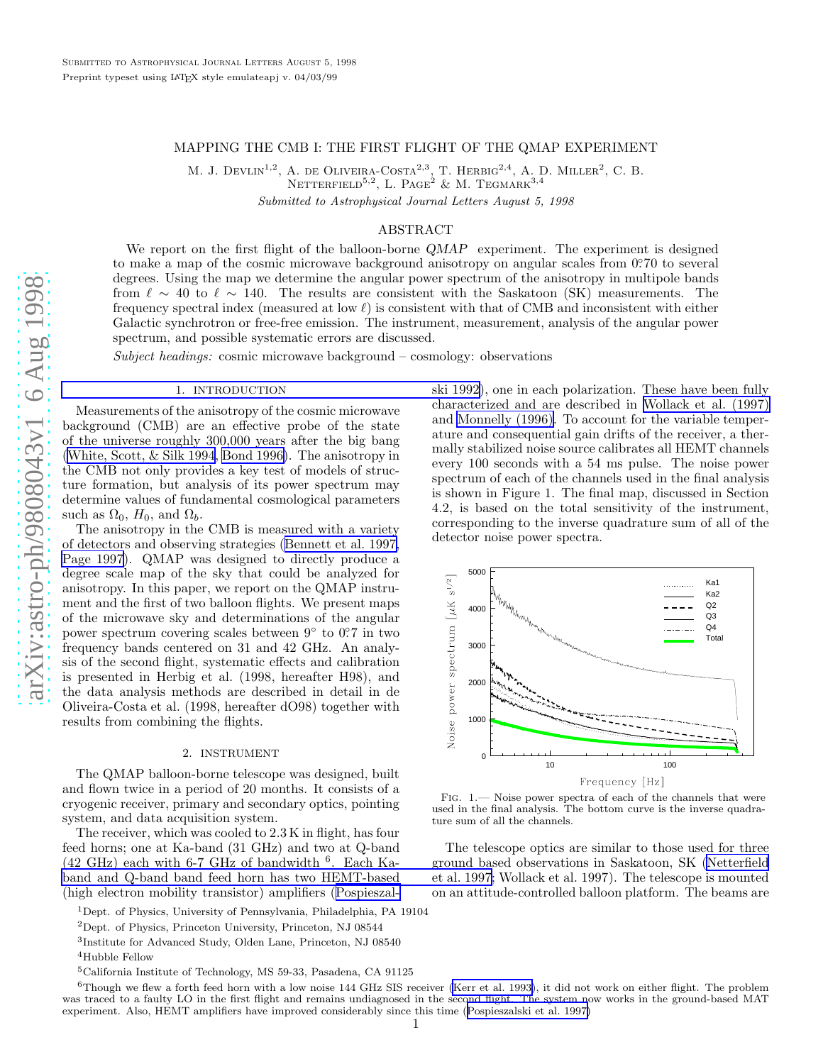Submitted to Astrophysical Journal Letters August 5, 1998
Preprint typeset using LaTeX style emulateapj v. 04/03/99

# MAPPING THE CMB I: THE FIRST FLIGHT OF THE QMAP EXPERIMENT

M. J. Devlin[1,2], A. de Oliveira-Costa[2,3], T. Herbig[2,4], A. D. Miller[2], C. B. Netterfield[5,2], L. Page[2] & M. Tegmark[3,4]

*Submitted to Astrophysical Journal Letters August 5, 1998*

## ABSTRACT

We report on the first flight of the balloon-borne *QMAP* experiment. The experiment is designed to make a map of the cosmic microwave background anisotropy on angular scales from 0°.70 to several degrees. Using the map we determine the angular power spectrum of the anisotropy in multipole bands from $\ell \sim 40$ to $\ell \sim 140$. The results are consistent with the Saskatoon (SK) measurements. The frequency spectral index (measured at low $\ell$) is consistent with that of CMB and inconsistent with either Galactic synchrotron or free-free emission. The instrument, measurement, analysis of the angular power spectrum, and possible systematic errors are discussed.

*Subject headings:* cosmic microwave background – cosmology: observations

## 1. INTRODUCTION

Measurements of the anisotropy of the cosmic microwave background (CMB) are an effective probe of the state of the universe roughly 300,000 years after the big bang (White, Scott, & Silk 1994, Bond 1996). The anisotropy in the CMB not only provides a key test of models of structure formation, but analysis of its power spectrum may determine values of fundamental cosmological parameters such as $\Omega_0$, $H_0$, and $\Omega_b$.

The anisotropy in the CMB is measured with a variety of detectors and observing strategies (Bennett et al. 1997, Page 1997). QMAP was designed to directly produce a degree scale map of the sky that could be analyzed for anisotropy. In this paper, we report on the QMAP instrument and the first of two balloon flights. We present maps of the microwave sky and determinations of the angular power spectrum covering scales between 9° to 0°.7 in two frequency bands centered on 31 and 42 GHz. An analysis of the second flight, systematic effects and calibration is presented in Herbig et al. (1998, hereafter H98), and the data analysis methods are described in detail in de Oliveira-Costa et al. (1998, hereafter dO98) together with results from combining the flights.

## 2. INSTRUMENT

The QMAP balloon-borne telescope was designed, built and flown twice in a period of 20 months. It consists of a cryogenic receiver, primary and secondary optics, pointing system, and data acquisition system.

The receiver, which was cooled to 2.3 K in flight, has four feed horns; one at Ka-band (31 GHz) and two at Q-band (42 GHz) each with 6-7 GHz of bandwidth [6]. Each Ka-band and Q-band band feed horn has two HEMT-based (high electron mobility transistor) amplifiers (Pospieszalski 1992), one in each polarization. These have been fully characterized and are described in Wollack et al. (1997) and Monnelly (1996). To account for the variable temperature and consequential gain drifts of the receiver, a thermally stabilized noise source calibrates all HEMT channels every 100 seconds with a 54 ms pulse. The noise power spectrum of each of the channels used in the final analysis is shown in Figure 1. The final map, discussed in Section 4.2, is based on the total sensitivity of the instrument, corresponding to the inverse quadrature sum of all of the detector noise power spectra.

Fig. 1.— Noise power spectra of each of the channels that were used in the final analysis. The bottom curve is the inverse quadrature sum of all the channels.

The telescope optics are similar to those used for three ground based observations in Saskatoon, SK (Netterfield et al. 1997; Wollack et al. 1997). The telescope is mounted on an attitude-controlled balloon platform. The beams are

[1]Dept. of Physics, University of Pennsylvania, Philadelphia, PA 19104

[2]Dept. of Physics, Princeton University, Princeton, NJ 08544

[3]Institute for Advanced Study, Olden Lane, Princeton, NJ 08540

[4]Hubble Fellow

[5]California Institute of Technology, MS 59-33, Pasadena, CA 91125

[6]Though we flew a forth feed horn with a low noise 144 GHz SIS receiver (Kerr et al. 1993), it did not work on either flight. The problem was traced to a faulty LO in the first flight and remains undiagnosed in the second flight. The system now works in the ground-based MAT experiment. Also, HEMT amplifiers have improved considerably since this time (Pospieszalski et al. 1997)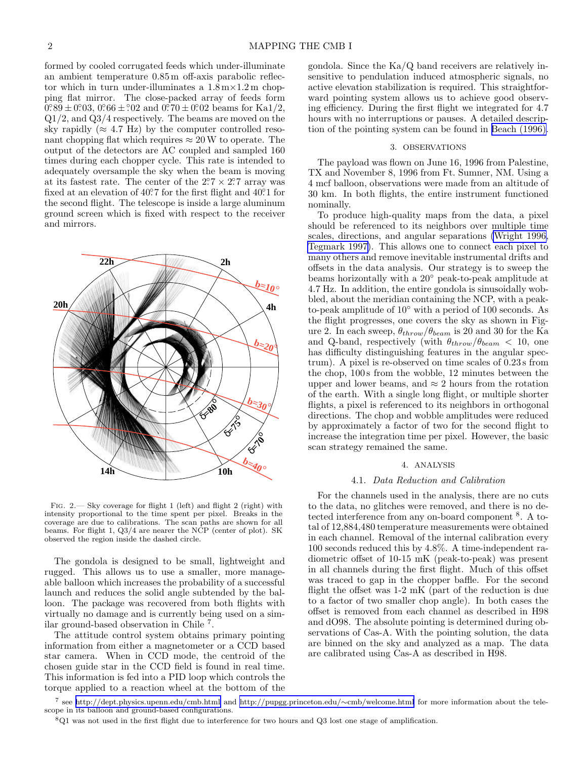formed by cooled corrugated feeds which under-illuminate an ambient temperature 0.85 m off-axis parabolic reflector which in turn under-illuminates a 1.8 m×1.2 m chopping flat mirror. The close-packed array of feeds form $0.^{\circ}89 \pm 0.^{\circ}03$, $0.^{\circ}66 \pm .^{\circ}02$ and $0.^{\circ}70 \pm 0.^{\circ}02$ beams for Ka1/2, Q1/2, and Q3/4 respectively. The beams are moved on the sky rapidly ($\approx 4.7$ Hz) by the computer controlled resonant chopping flat which requires $\approx 20$ W to operate. The output of the detectors are AC coupled and sampled 160 times during each chopper cycle. This rate is intended to adequately oversample the sky when the beam is moving at its fastest rate. The center of the $2.^{\circ}7 \times 2.^{\circ}7$ array was fixed at an elevation of $40.^{\circ}7$ for the first flight and $40.^{\circ}1$ for the second flight. The telescope is inside a large aluminum ground screen which is fixed with respect to the receiver and mirrors.

FIG. 2.— Sky coverage for flight 1 (left) and flight 2 (right) with intensity proportional to the time spent per pixel. Breaks in the coverage are due to calibrations. The scan paths are shown for all beams. For flight 1, Q3/4 are nearer the NCP (center of plot). SK observed the region inside the dashed circle.

The gondola is designed to be small, lightweight and rugged. This allows us to use a smaller, more manageable balloon which increases the probability of a successful launch and reduces the solid angle subtended by the balloon. The package was recovered from both flights with virtually no damage and is currently being used on a similar ground-based observation in Chile [7].

The attitude control system obtains primary pointing information from either a magnetometer or a CCD based star camera. When in CCD mode, the centroid of the chosen guide star in the CCD field is found in real time. This information is fed into a PID loop which controls the torque applied to a reaction wheel at the bottom of the gondola. Since the Ka/Q band receivers are relatively insensitive to pendulation induced atmospheric signals, no active elevation stabilization is required. This straightforward pointing system allows us to achieve good observing efficiency. During the first flight we integrated for 4.7 hours with no interruptions or pauses. A detailed description of the pointing system can be found in Beach (1996).

## 3. OBSERVATIONS

The payload was flown on June 16, 1996 from Palestine, TX and November 8, 1996 from Ft. Sumner, NM. Using a 4 mcf balloon, observations were made from an altitude of 30 km. In both flights, the entire instrument functioned nominally.

To produce high-quality maps from the data, a pixel should be referenced to its neighbors over multiple time scales, directions, and angular separations (Wright 1996, Tegmark 1997). This allows one to connect each pixel to many others and remove inevitable instrumental drifts and offsets in the data analysis. Our strategy is to sweep the beams horizontally with a 20° peak-to-peak amplitude at 4.7 Hz. In addition, the entire gondola is sinusoidally wobbled, about the meridian containing the NCP, with a peak-to-peak amplitude of 10° with a period of 100 seconds. As the flight progresses, one covers the sky as shown in Figure 2. In each sweep, $\theta_{throw}/\theta_{beam}$ is 20 and 30 for the Ka and Q-band, respectively (with $\theta_{throw}/\theta_{beam} < 10$, one has difficulty distinguishing features in the angular spectrum). A pixel is re-observed on time scales of 0.23 s from the chop, 100 s from the wobble, 12 minutes between the upper and lower beams, and $\approx 2$ hours from the rotation of the earth. With a single long flight, or multiple shorter flights, a pixel is referenced to its neighbors in orthogonal directions. The chop and wobble amplitudes were reduced by approximately a factor of two for the second flight to increase the integration time per pixel. However, the basic scan strategy remained the same.

## 4. ANALYSIS

### 4.1. *Data Reduction and Calibration*

For the channels used in the analysis, there are no cuts to the data, no glitches were removed, and there is no detected interference from any on-board component [8]. A total of 12,884,480 temperature measurements were obtained in each channel. Removal of the internal calibration every 100 seconds reduced this by 4.8%. A time-independent radiometric offset of 10-15 mK (peak-to-peak) was present in all channels during the first flight. Much of this offset was traced to gap in the chopper baffle. For the second flight the offset was 1-2 mK (part of the reduction is due to a factor of two smaller chop angle). In both cases the offset is removed from each channel as described in H98 and dO98. The absolute pointing is determined during observations of Cas-A. With the pointing solution, the data are binned on the sky and analyzed as a map. The data are calibrated using Cas-A as described in H98.

[7] see http://dept.physics.upenn.edu/cmb.html and http://pupgg.princeton.edu/∼cmb/welcome.html for more information about the telescope in its balloon and ground-based configurations.

[8] Q1 was not used in the first flight due to interference for two hours and Q3 lost one stage of amplification.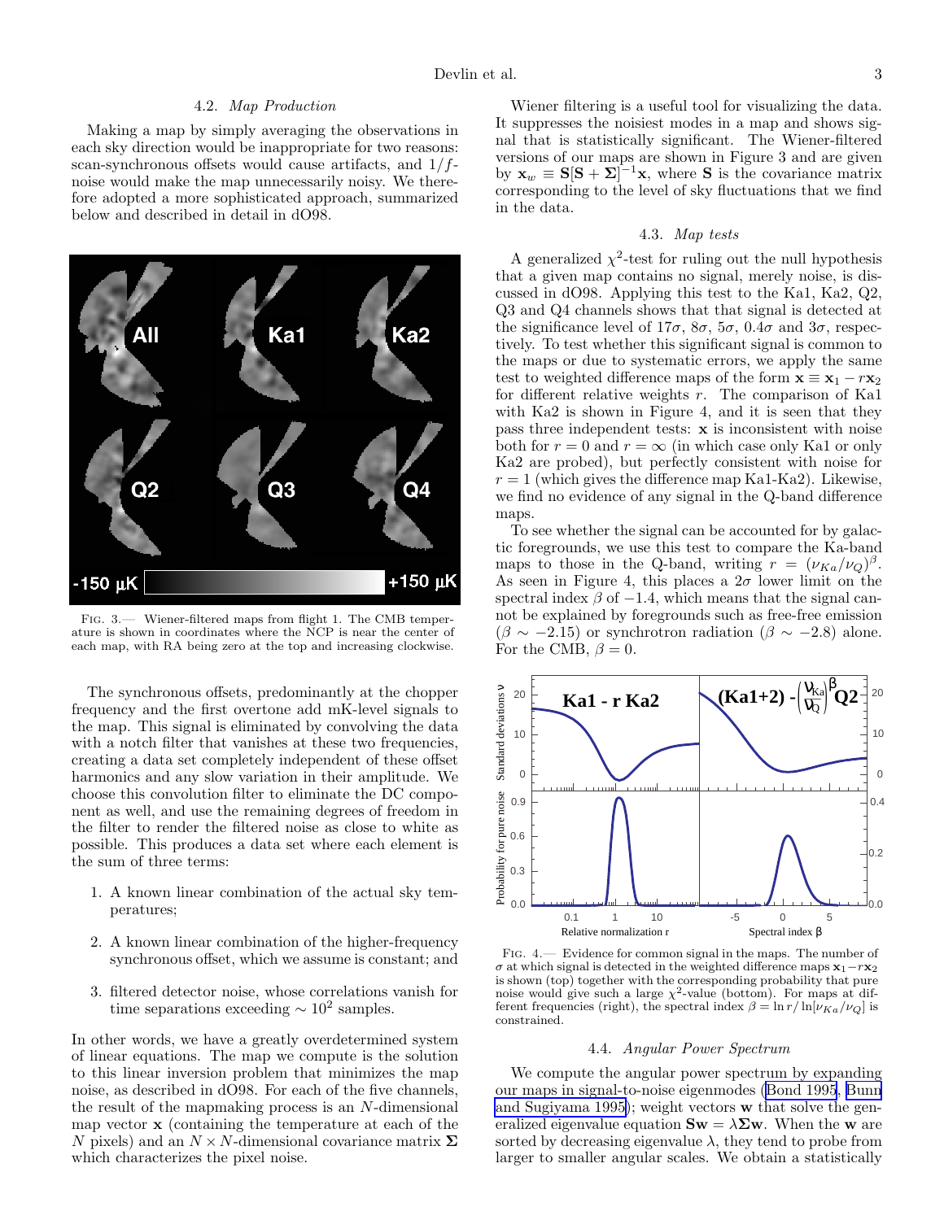### 4.2. *Map Production*

Making a map by simply averaging the observations in each sky direction would be inappropriate for two reasons: scan-synchronous offsets would cause artifacts, and $1/f$-noise would make the map unnecessarily noisy. We therefore adopted a more sophisticated approach, summarized below and described in detail in dO98.

FIG. 3.— Wiener-filtered maps from flight 1. The CMB temperature is shown in coordinates where the NCP is near the center of each map, with RA being zero at the top and increasing clockwise.

The synchronous offsets, predominantly at the chopper frequency and the first overtone add mK-level signals to the map. This signal is eliminated by convolving the data with a notch filter that vanishes at these two frequencies, creating a data set completely independent of these offset harmonics and any slow variation in their amplitude. We choose this convolution filter to eliminate the DC component as well, and use the remaining degrees of freedom in the filter to render the filtered noise as close to white as possible. This produces a data set where each element is the sum of three terms:

1. A known linear combination of the actual sky temperatures;
2. A known linear combination of the higher-frequency synchronous offset, which we assume is constant; and
3. filtered detector noise, whose correlations vanish for time separations exceeding $\sim 10^2$ samples.

In other words, we have a greatly overdetermined system of linear equations. The map we compute is the solution to this linear inversion problem that minimizes the map noise, as described in dO98. For each of the five channels, the result of the mapmaking process is an $N$-dimensional map vector $\mathbf{x}$ (containing the temperature at each of the $N$ pixels) and an $N \times N$-dimensional covariance matrix $\mathbf{\Sigma}$ which characterizes the pixel noise.

Wiener filtering is a useful tool for visualizing the data. It suppresses the noisiest modes in a map and shows signal that is statistically significant. The Wiener-filtered versions of our maps are shown in Figure 3 and are given by $\mathbf{x}_w \equiv \mathbf{S}[\mathbf{S}+\mathbf{\Sigma}]^{-1}\mathbf{x}$, where $\mathbf{S}$ is the covariance matrix corresponding to the level of sky fluctuations that we find in the data.

### 4.3. *Map tests*

A generalized $\chi^2$-test for ruling out the null hypothesis that a given map contains no signal, merely noise, is discussed in dO98. Applying this test to the Ka1, Ka2, Q2, Q3 and Q4 channels shows that that signal is detected at the significance level of $17\sigma$, $8\sigma$, $5\sigma$, $0.4\sigma$ and $3\sigma$, respectively. To test whether this significant signal is common to the maps or due to systematic errors, we apply the same test to weighted difference maps of the form $\mathbf{x} \equiv \mathbf{x}_1 - r\mathbf{x}_2$ for different relative weights $r$. The comparison of Ka1 with Ka2 is shown in Figure 4, and it is seen that they pass three independent tests: $\mathbf{x}$ is inconsistent with noise both for $r = 0$ and $r = \infty$ (in which case only Ka1 or only Ka2 are probed), but perfectly consistent with noise for $r = 1$ (which gives the difference map Ka1-Ka2). Likewise, we find no evidence of any signal in the Q-band difference maps.

To see whether the signal can be accounted for by galactic foregrounds, we use this test to compare the Ka-band maps to those in the Q-band, writing $r = (\nu_{Ka}/\nu_Q)^\beta$. As seen in Figure 4, this places a $2\sigma$ lower limit on the spectral index $\beta$ of $-1.4$, which means that the signal cannot be explained by foregrounds such as free-free emission ($\beta \sim -2.15$) or synchrotron radiation ($\beta \sim -2.8$) alone. For the CMB, $\beta = 0$.

FIG. 4.— Evidence for common signal in the maps. The number of $\sigma$ at which signal is detected in the weighted difference maps $\mathbf{x}_1 - r\mathbf{x}_2$ is shown (top) together with the corresponding probability that pure noise would give such a large $\chi^2$-value (bottom). For maps at different frequencies (right), the spectral index $\beta = \ln r / \ln[\nu_{Ka}/\nu_Q]$ is constrained.

### 4.4. *Angular Power Spectrum*

We compute the angular power spectrum by expanding our maps in signal-to-noise eigenmodes (Bond 1995, Bunn and Sugiyama 1995); weight vectors $\mathbf{w}$ that solve the generalized eigenvalue equation $\mathbf{S}\mathbf{w} = \lambda\mathbf{\Sigma}\mathbf{w}$. When the $\mathbf{w}$ are sorted by decreasing eigenvalue $\lambda$, they tend to probe from larger to smaller angular scales. We obtain a statistically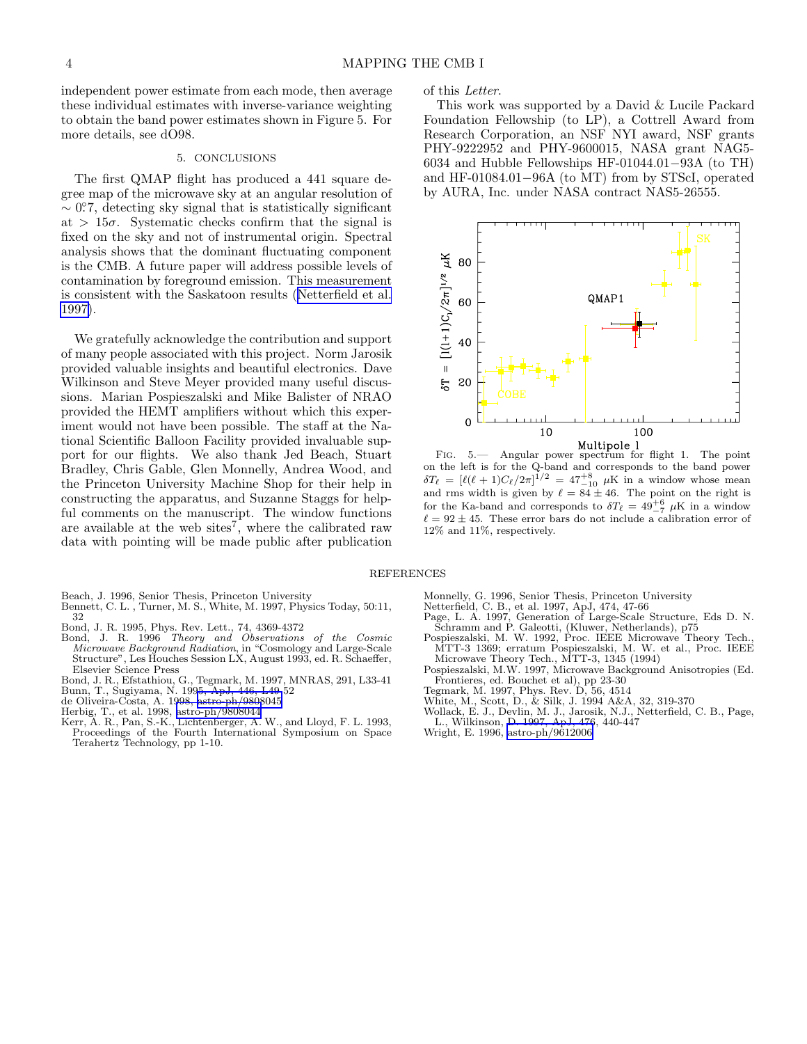independent power estimate from each mode, then average these individual estimates with inverse-variance weighting to obtain the band power estimates shown in Figure 5. For more details, see dO98.

## 5. CONCLUSIONS

The first QMAP flight has produced a 441 square degree map of the microwave sky at an angular resolution of $\sim 0.^\circ 7$, detecting sky signal that is statistically significant at $> 15\sigma$. Systematic checks confirm that the signal is fixed on the sky and not of instrumental origin. Spectral analysis shows that the dominant fluctuating component is the CMB. A future paper will address possible levels of contamination by foreground emission. This measurement is consistent with the Saskatoon results (Netterfield et al. 1997).

We gratefully acknowledge the contribution and support of many people associated with this project. Norm Jarosik provided valuable insights and beautiful electronics. Dave Wilkinson and Steve Meyer provided many useful discussions. Marian Pospieszalski and Mike Balister of NRAO provided the HEMT amplifiers without which this experiment would not have been possible. The staff at the National Scientific Balloon Facility provided invaluable support for our flights. We also thank Jed Beach, Stuart Bradley, Chris Gable, Glen Monnelly, Andrea Wood, and the Princeton University Machine Shop for their help in constructing the apparatus, and Suzanne Staggs for helpful comments on the manuscript. The window functions are available at the web sites[7], where the calibrated raw data with pointing will be made public after publication of this *Letter*.

This work was supported by a David & Lucile Packard Foundation Fellowship (to LP), a Cottrell Award from Research Corporation, an NSF NYI award, NSF grants PHY-9222952 and PHY-9600015, NASA grant NAG5-6034 and Hubble Fellowships HF-01044.01−93A (to TH) and HF-01084.01−96A (to MT) from by STScI, operated by AURA, Inc. under NASA contract NAS5-26555.

SK
QMAP1
COBE
$\delta T = [l(l+1)C_l/2\pi]^{1/2}$ $\mu$K
Multipole l

FIG. 5.— Angular power spectrum for flight 1. The point on the left is for the Q-band and corresponds to the band power $\delta T_\ell = [\ell(\ell+1)C_\ell/2\pi]^{1/2} = 47^{+8}_{-10}$ $\mu$K in a window whose mean and rms width is given by $\ell = 84 \pm 46$. The point on the right is for the Ka-band and corresponds to $\delta T_\ell = 49^{+6}_{-7}$ $\mu$K in a window $\ell = 92 \pm 45$. These error bars do not include a calibration error of 12% and 11%, respectively.

## REFERENCES

Beach, J. 1996, Senior Thesis, Princeton University
Bennett, C. L. , Turner, M. S., White, M. 1997, Physics Today, 50:11, 32
Bond, J. R. 1995, Phys. Rev. Lett., 74, 4369-4372
Bond, J. R. 1996 *Theory and Observations of the Cosmic Microwave Background Radiation*, in "Cosmology and Large-Scale Structure", Les Houches Session LX, August 1993, ed. R. Schaeffer, Elsevier Science Press
Bond, J. R., Efstathiou, G., Tegmark, M. 1997, MNRAS, 291, L33-41
Bunn, T., Sugiyama, N. 1995, ApJ, 446, L49-52
de Oliveira-Costa, A. 1998, astro-ph/9808045
Herbig, T., et al. 1998, astro-ph/9808044
Kerr, A. R., Pan, S.-K., Lichtenberger, A. W., and Lloyd, F. L. 1993, Proceedings of the Fourth International Symposium on Space Terahertz Technology, pp 1-10.
Monnelly, G. 1996, Senior Thesis, Princeton University
Netterfield, C. B., et al. 1997, ApJ, 474, 47-66
Page, L. A. 1997, Generation of Large-Scale Structure, Eds D. N. Schramm and P. Galeotti, (Kluwer, Netherlands), p75
Pospieszalski, M. W. 1992, Proc. IEEE Microwave Theory Tech., MTT-3 1369; erratum Pospieszalski, M. W. et al., Proc. IEEE Microwave Theory Tech., MTT-3, 1345 (1994)
Pospieszalski, M.W. 1997, Microwave Background Anisotropies (Ed. Frontieres, ed. Bouchet et al), pp 23-30
Tegmark, M. 1997, Phys. Rev. D, 56, 4514
White, M., Scott, D., & Silk, J. 1994 A&A, 32, 319-370
Wollack, E. J., Devlin, M. J., Jarosik, N.J., Netterfield, C. B., Page, L., Wilkinson, D. 1997, ApJ, 476, 440-447
Wright, E. 1996, astro-ph/9612006